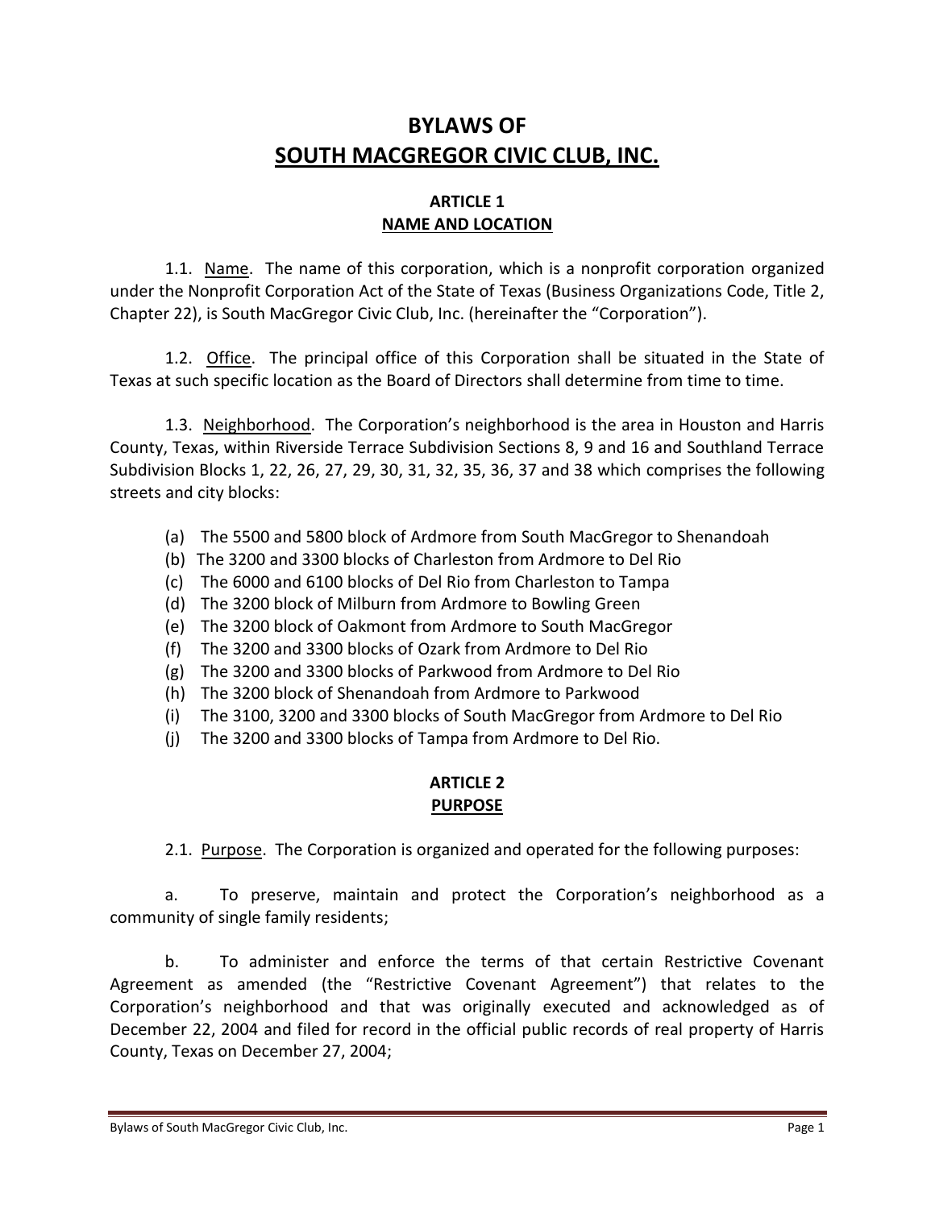# BYLAWS OF
# SOUTH MACGREGOR CIVIC CLUB, INC.

## ARTICLE 1
## NAME AND LOCATION

1.1. Name. The name of this corporation, which is a nonprofit corporation organized under the Nonprofit Corporation Act of the State of Texas (Business Organizations Code, Title 2, Chapter 22), is South MacGregor Civic Club, Inc. (hereinafter the "Corporation").

1.2. Office. The principal office of this Corporation shall be situated in the State of Texas at such specific location as the Board of Directors shall determine from time to time.

1.3. Neighborhood. The Corporation's neighborhood is the area in Houston and Harris County, Texas, within Riverside Terrace Subdivision Sections 8, 9 and 16 and Southland Terrace Subdivision Blocks 1, 22, 26, 27, 29, 30, 31, 32, 35, 36, 37 and 38 which comprises the following streets and city blocks:

(a) The 5500 and 5800 block of Ardmore from South MacGregor to Shenandoah
(b) The 3200 and 3300 blocks of Charleston from Ardmore to Del Rio
(c) The 6000 and 6100 blocks of Del Rio from Charleston to Tampa
(d) The 3200 block of Milburn from Ardmore to Bowling Green
(e) The 3200 block of Oakmont from Ardmore to South MacGregor
(f) The 3200 and 3300 blocks of Ozark from Ardmore to Del Rio
(g) The 3200 and 3300 blocks of Parkwood from Ardmore to Del Rio
(h) The 3200 block of Shenandoah from Ardmore to Parkwood
(i) The 3100, 3200 and 3300 blocks of South MacGregor from Ardmore to Del Rio
(j) The 3200 and 3300 blocks of Tampa from Ardmore to Del Rio.

## ARTICLE 2
## PURPOSE

2.1. Purpose. The Corporation is organized and operated for the following purposes:

a. To preserve, maintain and protect the Corporation's neighborhood as a community of single family residents;

b. To administer and enforce the terms of that certain Restrictive Covenant Agreement as amended (the "Restrictive Covenant Agreement") that relates to the Corporation's neighborhood and that was originally executed and acknowledged as of December 22, 2004 and filed for record in the official public records of real property of Harris County, Texas on December 27, 2004;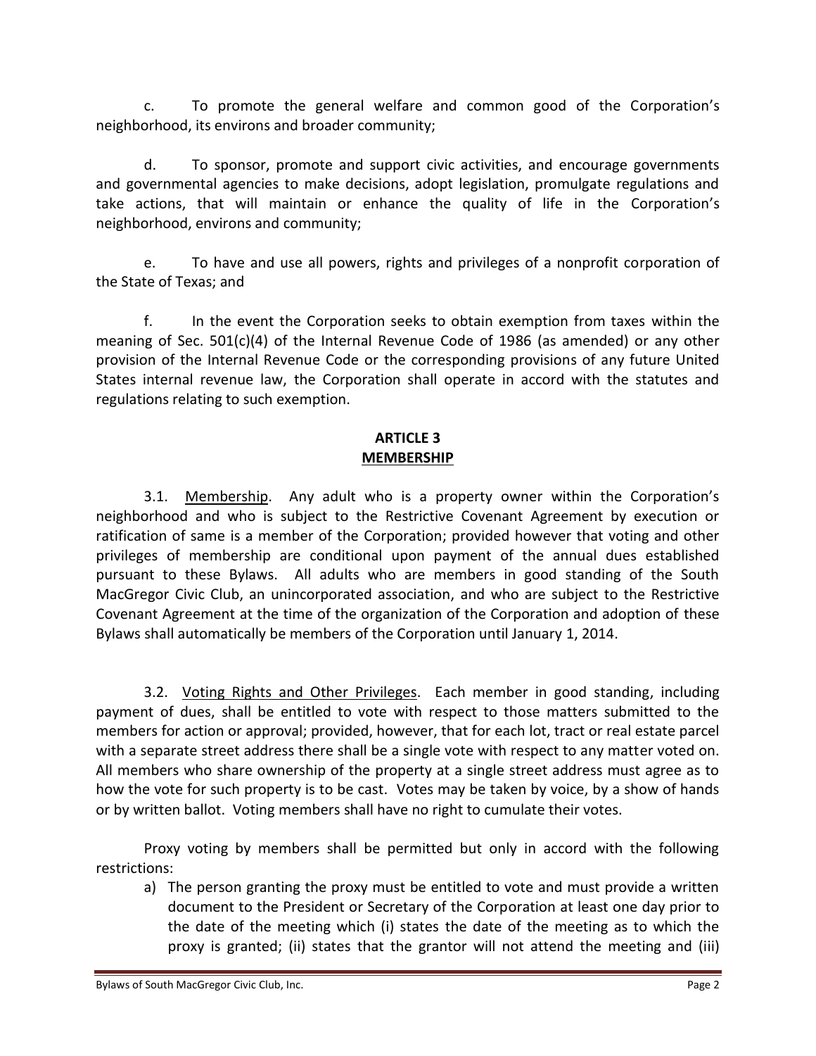c. To promote the general welfare and common good of the Corporation's neighborhood, its environs and broader community;

d. To sponsor, promote and support civic activities, and encourage governments and governmental agencies to make decisions, adopt legislation, promulgate regulations and take actions, that will maintain or enhance the quality of life in the Corporation's neighborhood, environs and community;

e. To have and use all powers, rights and privileges of a nonprofit corporation of the State of Texas; and

f. In the event the Corporation seeks to obtain exemption from taxes within the meaning of Sec. 501(c)(4) of the Internal Revenue Code of 1986 (as amended) or any other provision of the Internal Revenue Code or the corresponding provisions of any future United States internal revenue law, the Corporation shall operate in accord with the statutes and regulations relating to such exemption.

## ARTICLE 3
## MEMBERSHIP

3.1. Membership. Any adult who is a property owner within the Corporation's neighborhood and who is subject to the Restrictive Covenant Agreement by execution or ratification of same is a member of the Corporation; provided however that voting and other privileges of membership are conditional upon payment of the annual dues established pursuant to these Bylaws. All adults who are members in good standing of the South MacGregor Civic Club, an unincorporated association, and who are subject to the Restrictive Covenant Agreement at the time of the organization of the Corporation and adoption of these Bylaws shall automatically be members of the Corporation until January 1, 2014.

3.2. Voting Rights and Other Privileges. Each member in good standing, including payment of dues, shall be entitled to vote with respect to those matters submitted to the members for action or approval; provided, however, that for each lot, tract or real estate parcel with a separate street address there shall be a single vote with respect to any matter voted on. All members who share ownership of the property at a single street address must agree as to how the vote for such property is to be cast. Votes may be taken by voice, by a show of hands or by written ballot. Voting members shall have no right to cumulate their votes.

Proxy voting by members shall be permitted but only in accord with the following restrictions:

a) The person granting the proxy must be entitled to vote and must provide a written document to the President or Secretary of the Corporation at least one day prior to the date of the meeting which (i) states the date of the meeting as to which the proxy is granted; (ii) states that the grantor will not attend the meeting and (iii)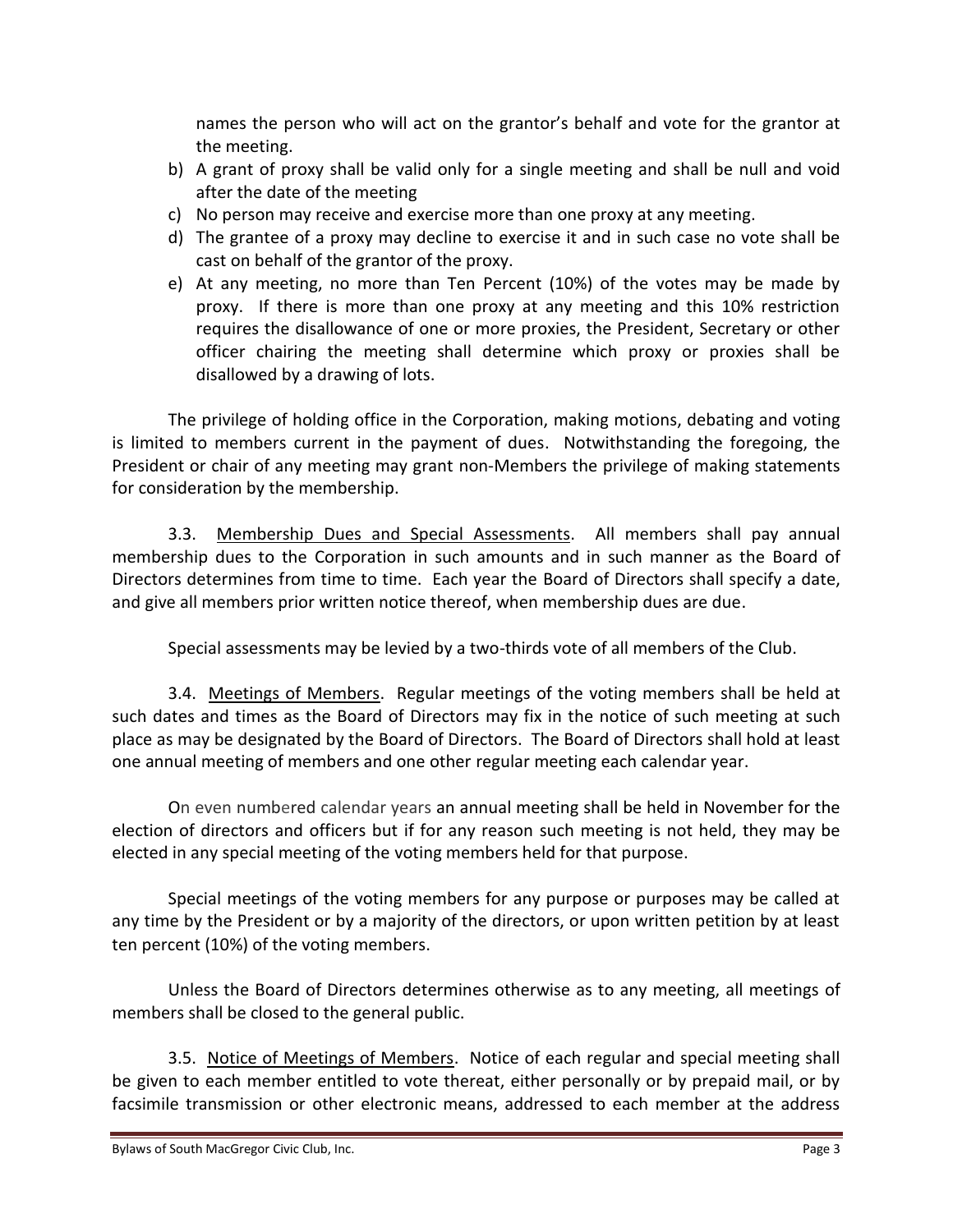names the person who will act on the grantor's behalf and vote for the grantor at the meeting.

b) A grant of proxy shall be valid only for a single meeting and shall be null and void after the date of the meeting
c) No person may receive and exercise more than one proxy at any meeting.
d) The grantee of a proxy may decline to exercise it and in such case no vote shall be cast on behalf of the grantor of the proxy.
e) At any meeting, no more than Ten Percent (10%) of the votes may be made by proxy. If there is more than one proxy at any meeting and this 10% restriction requires the disallowance of one or more proxies, the President, Secretary or other officer chairing the meeting shall determine which proxy or proxies shall be disallowed by a drawing of lots.

The privilege of holding office in the Corporation, making motions, debating and voting is limited to members current in the payment of dues. Notwithstanding the foregoing, the President or chair of any meeting may grant non-Members the privilege of making statements for consideration by the membership.

3.3. <u>Membership Dues and Special Assessments</u>. All members shall pay annual membership dues to the Corporation in such amounts and in such manner as the Board of Directors determines from time to time. Each year the Board of Directors shall specify a date, and give all members prior written notice thereof, when membership dues are due.

Special assessments may be levied by a two-thirds vote of all members of the Club.

3.4. <u>Meetings of Members</u>. Regular meetings of the voting members shall be held at such dates and times as the Board of Directors may fix in the notice of such meeting at such place as may be designated by the Board of Directors. The Board of Directors shall hold at least one annual meeting of members and one other regular meeting each calendar year.

On even numbered calendar years an annual meeting shall be held in November for the election of directors and officers but if for any reason such meeting is not held, they may be elected in any special meeting of the voting members held for that purpose.

Special meetings of the voting members for any purpose or purposes may be called at any time by the President or by a majority of the directors, or upon written petition by at least ten percent (10%) of the voting members.

Unless the Board of Directors determines otherwise as to any meeting, all meetings of members shall be closed to the general public.

3.5. <u>Notice of Meetings of Members</u>. Notice of each regular and special meeting shall be given to each member entitled to vote thereat, either personally or by prepaid mail, or by facsimile transmission or other electronic means, addressed to each member at the address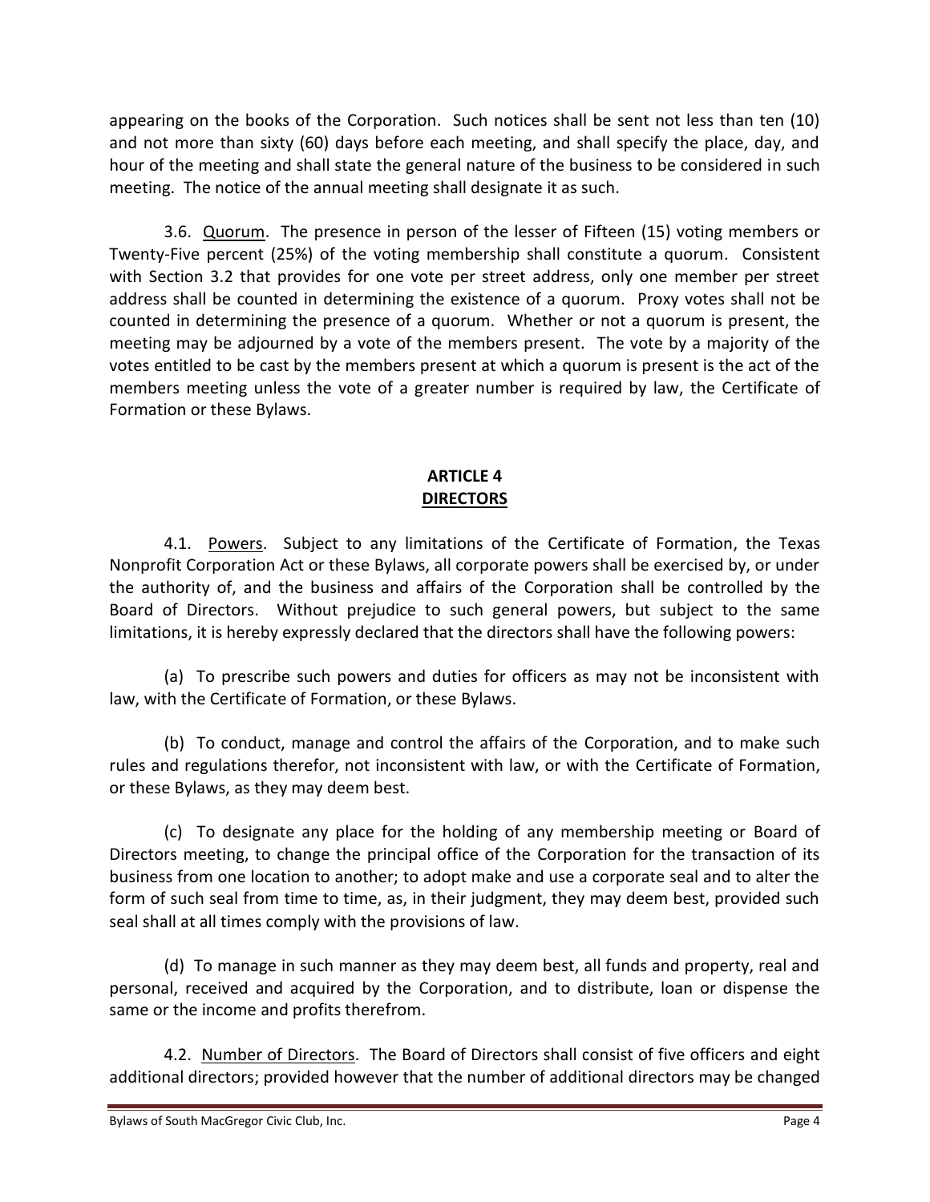appearing on the books of the Corporation. Such notices shall be sent not less than ten (10) and not more than sixty (60) days before each meeting, and shall specify the place, day, and hour of the meeting and shall state the general nature of the business to be considered in such meeting. The notice of the annual meeting shall designate it as such.

3.6. Quorum. The presence in person of the lesser of Fifteen (15) voting members or Twenty-Five percent (25%) of the voting membership shall constitute a quorum. Consistent with Section 3.2 that provides for one vote per street address, only one member per street address shall be counted in determining the existence of a quorum. Proxy votes shall not be counted in determining the presence of a quorum. Whether or not a quorum is present, the meeting may be adjourned by a vote of the members present. The vote by a majority of the votes entitled to be cast by the members present at which a quorum is present is the act of the members meeting unless the vote of a greater number is required by law, the Certificate of Formation or these Bylaws.

## ARTICLE 4
## DIRECTORS

4.1. Powers. Subject to any limitations of the Certificate of Formation, the Texas Nonprofit Corporation Act or these Bylaws, all corporate powers shall be exercised by, or under the authority of, and the business and affairs of the Corporation shall be controlled by the Board of Directors. Without prejudice to such general powers, but subject to the same limitations, it is hereby expressly declared that the directors shall have the following powers:

(a) To prescribe such powers and duties for officers as may not be inconsistent with law, with the Certificate of Formation, or these Bylaws.

(b) To conduct, manage and control the affairs of the Corporation, and to make such rules and regulations therefor, not inconsistent with law, or with the Certificate of Formation, or these Bylaws, as they may deem best.

(c) To designate any place for the holding of any membership meeting or Board of Directors meeting, to change the principal office of the Corporation for the transaction of its business from one location to another; to adopt make and use a corporate seal and to alter the form of such seal from time to time, as, in their judgment, they may deem best, provided such seal shall at all times comply with the provisions of law.

(d) To manage in such manner as they may deem best, all funds and property, real and personal, received and acquired by the Corporation, and to distribute, loan or dispense the same or the income and profits therefrom.

4.2. Number of Directors. The Board of Directors shall consist of five officers and eight additional directors; provided however that the number of additional directors may be changed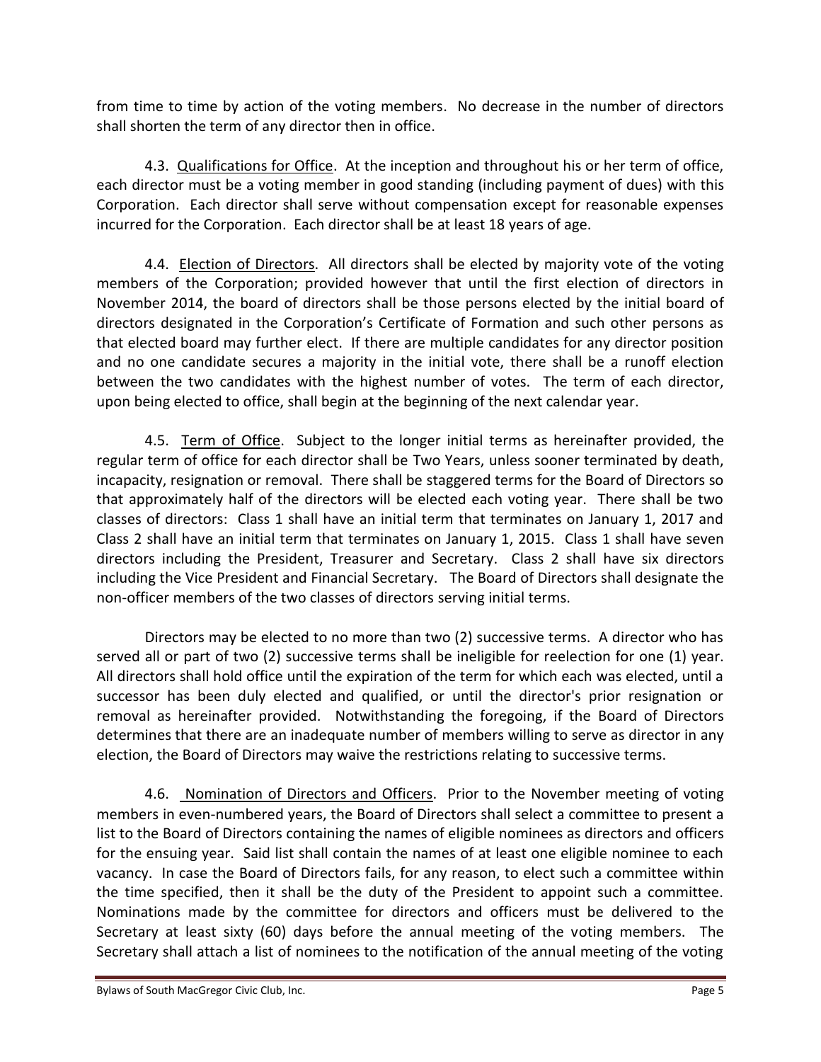from time to time by action of the voting members. No decrease in the number of directors shall shorten the term of any director then in office.

4.3. <u>Qualifications for Office</u>. At the inception and throughout his or her term of office, each director must be a voting member in good standing (including payment of dues) with this Corporation. Each director shall serve without compensation except for reasonable expenses incurred for the Corporation. Each director shall be at least 18 years of age.

4.4. <u>Election of Directors</u>. All directors shall be elected by majority vote of the voting members of the Corporation; provided however that until the first election of directors in November 2014, the board of directors shall be those persons elected by the initial board of directors designated in the Corporation's Certificate of Formation and such other persons as that elected board may further elect. If there are multiple candidates for any director position and no one candidate secures a majority in the initial vote, there shall be a runoff election between the two candidates with the highest number of votes. The term of each director, upon being elected to office, shall begin at the beginning of the next calendar year.

4.5. <u>Term of Office</u>. Subject to the longer initial terms as hereinafter provided, the regular term of office for each director shall be Two Years, unless sooner terminated by death, incapacity, resignation or removal. There shall be staggered terms for the Board of Directors so that approximately half of the directors will be elected each voting year. There shall be two classes of directors: Class 1 shall have an initial term that terminates on January 1, 2017 and Class 2 shall have an initial term that terminates on January 1, 2015. Class 1 shall have seven directors including the President, Treasurer and Secretary. Class 2 shall have six directors including the Vice President and Financial Secretary. The Board of Directors shall designate the non-officer members of the two classes of directors serving initial terms.

Directors may be elected to no more than two (2) successive terms. A director who has served all or part of two (2) successive terms shall be ineligible for reelection for one (1) year. All directors shall hold office until the expiration of the term for which each was elected, until a successor has been duly elected and qualified, or until the director's prior resignation or removal as hereinafter provided. Notwithstanding the foregoing, if the Board of Directors determines that there are an inadequate number of members willing to serve as director in any election, the Board of Directors may waive the restrictions relating to successive terms.

4.6. <u>Nomination of Directors and Officers</u>. Prior to the November meeting of voting members in even-numbered years, the Board of Directors shall select a committee to present a list to the Board of Directors containing the names of eligible nominees as directors and officers for the ensuing year. Said list shall contain the names of at least one eligible nominee to each vacancy. In case the Board of Directors fails, for any reason, to elect such a committee within the time specified, then it shall be the duty of the President to appoint such a committee. Nominations made by the committee for directors and officers must be delivered to the Secretary at least sixty (60) days before the annual meeting of the voting members. The Secretary shall attach a list of nominees to the notification of the annual meeting of the voting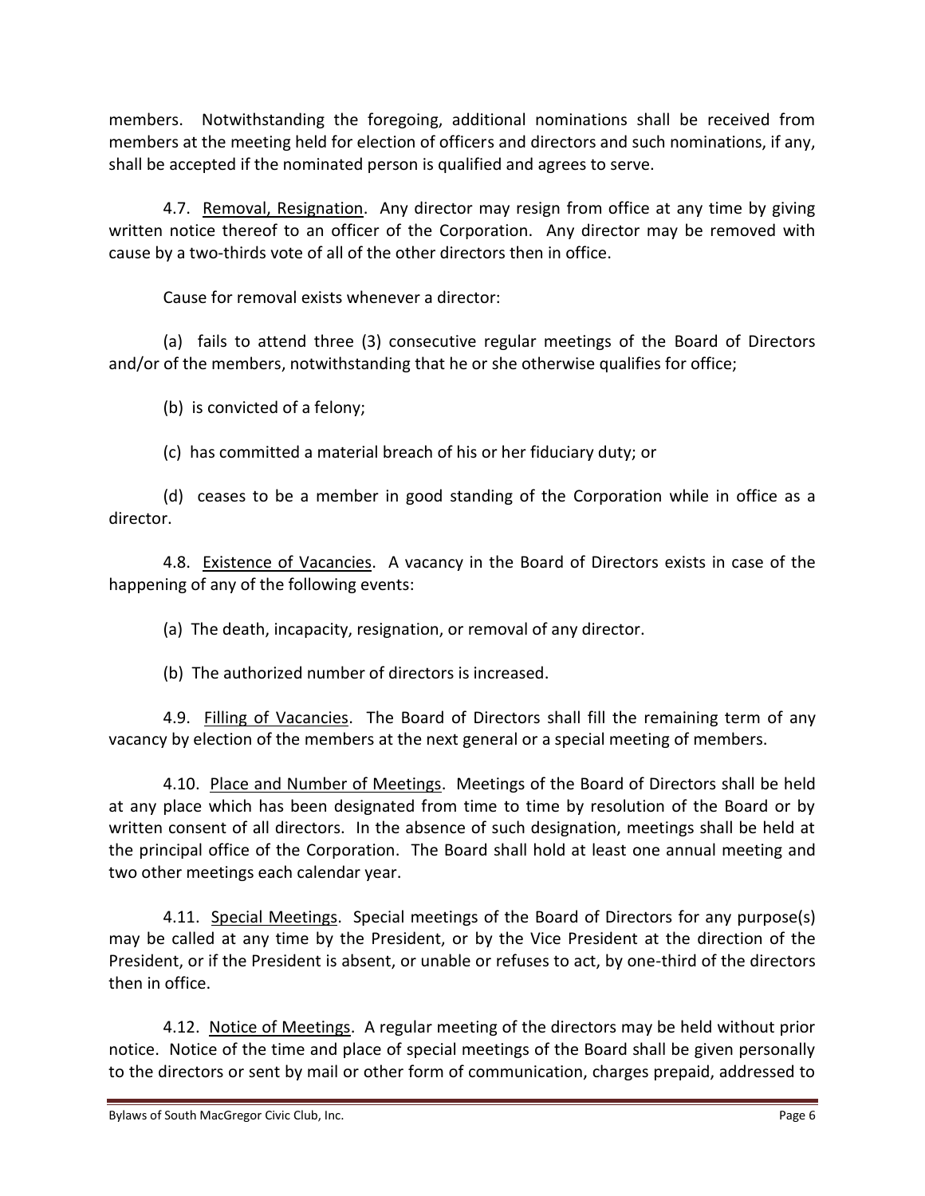members. Notwithstanding the foregoing, additional nominations shall be received from members at the meeting held for election of officers and directors and such nominations, if any, shall be accepted if the nominated person is qualified and agrees to serve.

4.7. <u>Removal, Resignation</u>. Any director may resign from office at any time by giving written notice thereof to an officer of the Corporation. Any director may be removed with cause by a two-thirds vote of all of the other directors then in office.

Cause for removal exists whenever a director:

(a) fails to attend three (3) consecutive regular meetings of the Board of Directors and/or of the members, notwithstanding that he or she otherwise qualifies for office;

(b) is convicted of a felony;

(c) has committed a material breach of his or her fiduciary duty; or

(d) ceases to be a member in good standing of the Corporation while in office as a director.

4.8. <u>Existence of Vacancies</u>. A vacancy in the Board of Directors exists in case of the happening of any of the following events:

(a) The death, incapacity, resignation, or removal of any director.

(b) The authorized number of directors is increased.

4.9. <u>Filling of Vacancies</u>. The Board of Directors shall fill the remaining term of any vacancy by election of the members at the next general or a special meeting of members.

4.10. <u>Place and Number of Meetings</u>. Meetings of the Board of Directors shall be held at any place which has been designated from time to time by resolution of the Board or by written consent of all directors. In the absence of such designation, meetings shall be held at the principal office of the Corporation. The Board shall hold at least one annual meeting and two other meetings each calendar year.

4.11. <u>Special Meetings</u>. Special meetings of the Board of Directors for any purpose(s) may be called at any time by the President, or by the Vice President at the direction of the President, or if the President is absent, or unable or refuses to act, by one-third of the directors then in office.

4.12. <u>Notice of Meetings</u>. A regular meeting of the directors may be held without prior notice. Notice of the time and place of special meetings of the Board shall be given personally to the directors or sent by mail or other form of communication, charges prepaid, addressed to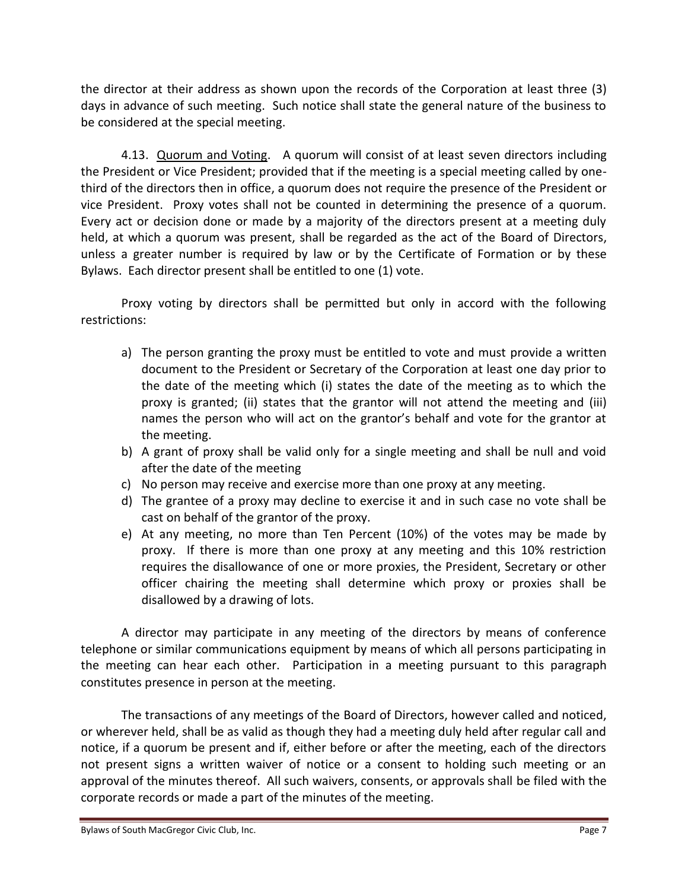the director at their address as shown upon the records of the Corporation at least three (3) days in advance of such meeting. Such notice shall state the general nature of the business to be considered at the special meeting.

4.13. Quorum and Voting. A quorum will consist of at least seven directors including the President or Vice President; provided that if the meeting is a special meeting called by one-third of the directors then in office, a quorum does not require the presence of the President or vice President. Proxy votes shall not be counted in determining the presence of a quorum. Every act or decision done or made by a majority of the directors present at a meeting duly held, at which a quorum was present, shall be regarded as the act of the Board of Directors, unless a greater number is required by law or by the Certificate of Formation or by these Bylaws. Each director present shall be entitled to one (1) vote.

Proxy voting by directors shall be permitted but only in accord with the following restrictions:

a) The person granting the proxy must be entitled to vote and must provide a written document to the President or Secretary of the Corporation at least one day prior to the date of the meeting which (i) states the date of the meeting as to which the proxy is granted; (ii) states that the grantor will not attend the meeting and (iii) names the person who will act on the grantor's behalf and vote for the grantor at the meeting.
b) A grant of proxy shall be valid only for a single meeting and shall be null and void after the date of the meeting
c) No person may receive and exercise more than one proxy at any meeting.
d) The grantee of a proxy may decline to exercise it and in such case no vote shall be cast on behalf of the grantor of the proxy.
e) At any meeting, no more than Ten Percent (10%) of the votes may be made by proxy. If there is more than one proxy at any meeting and this 10% restriction requires the disallowance of one or more proxies, the President, Secretary or other officer chairing the meeting shall determine which proxy or proxies shall be disallowed by a drawing of lots.

A director may participate in any meeting of the directors by means of conference telephone or similar communications equipment by means of which all persons participating in the meeting can hear each other. Participation in a meeting pursuant to this paragraph constitutes presence in person at the meeting.

The transactions of any meetings of the Board of Directors, however called and noticed, or wherever held, shall be as valid as though they had a meeting duly held after regular call and notice, if a quorum be present and if, either before or after the meeting, each of the directors not present signs a written waiver of notice or a consent to holding such meeting or an approval of the minutes thereof. All such waivers, consents, or approvals shall be filed with the corporate records or made a part of the minutes of the meeting.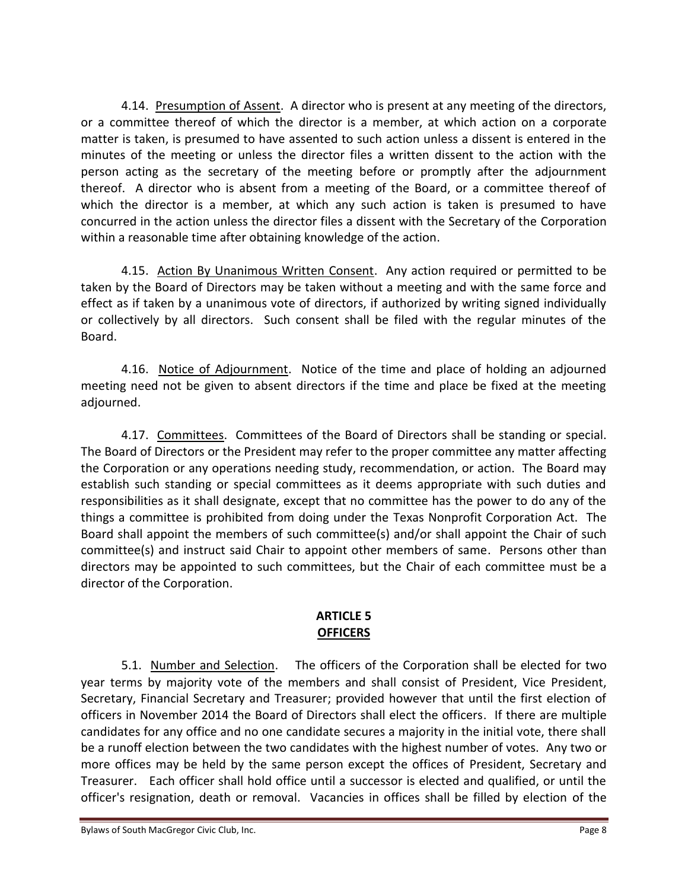4.14. <u>Presumption of Assent</u>. A director who is present at any meeting of the directors, or a committee thereof of which the director is a member, at which action on a corporate matter is taken, is presumed to have assented to such action unless a dissent is entered in the minutes of the meeting or unless the director files a written dissent to the action with the person acting as the secretary of the meeting before or promptly after the adjournment thereof. A director who is absent from a meeting of the Board, or a committee thereof of which the director is a member, at which any such action is taken is presumed to have concurred in the action unless the director files a dissent with the Secretary of the Corporation within a reasonable time after obtaining knowledge of the action.

4.15. <u>Action By Unanimous Written Consent</u>. Any action required or permitted to be taken by the Board of Directors may be taken without a meeting and with the same force and effect as if taken by a unanimous vote of directors, if authorized by writing signed individually or collectively by all directors. Such consent shall be filed with the regular minutes of the Board.

4.16. <u>Notice of Adjournment</u>. Notice of the time and place of holding an adjourned meeting need not be given to absent directors if the time and place be fixed at the meeting adjourned.

4.17. <u>Committees</u>. Committees of the Board of Directors shall be standing or special. The Board of Directors or the President may refer to the proper committee any matter affecting the Corporation or any operations needing study, recommendation, or action. The Board may establish such standing or special committees as it deems appropriate with such duties and responsibilities as it shall designate, except that no committee has the power to do any of the things a committee is prohibited from doing under the Texas Nonprofit Corporation Act. The Board shall appoint the members of such committee(s) and/or shall appoint the Chair of such committee(s) and instruct said Chair to appoint other members of same. Persons other than directors may be appointed to such committees, but the Chair of each committee must be a director of the Corporation.

## ARTICLE 5
## <u>OFFICERS</u>

5.1. <u>Number and Selection</u>. The officers of the Corporation shall be elected for two year terms by majority vote of the members and shall consist of President, Vice President, Secretary, Financial Secretary and Treasurer; provided however that until the first election of officers in November 2014 the Board of Directors shall elect the officers. If there are multiple candidates for any office and no one candidate secures a majority in the initial vote, there shall be a runoff election between the two candidates with the highest number of votes. Any two or more offices may be held by the same person except the offices of President, Secretary and Treasurer. Each officer shall hold office until a successor is elected and qualified, or until the officer's resignation, death or removal. Vacancies in offices shall be filled by election of the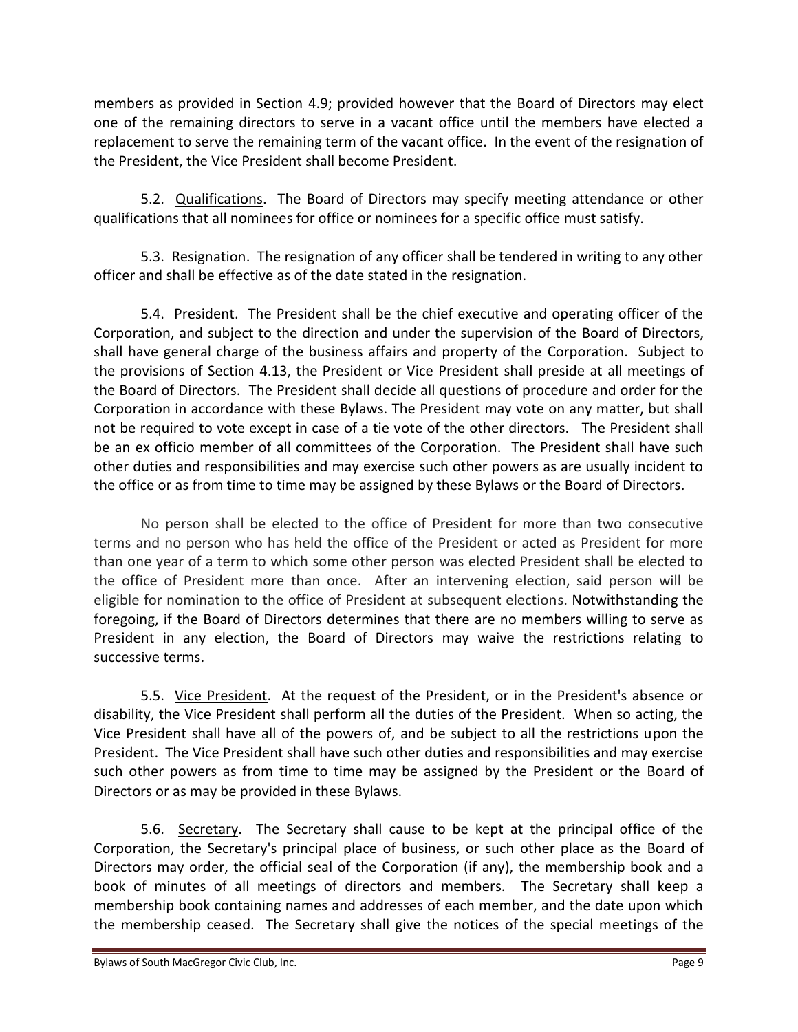members as provided in Section 4.9; provided however that the Board of Directors may elect one of the remaining directors to serve in a vacant office until the members have elected a replacement to serve the remaining term of the vacant office. In the event of the resignation of the President, the Vice President shall become President.

5.2. Qualifications. The Board of Directors may specify meeting attendance or other qualifications that all nominees for office or nominees for a specific office must satisfy.

5.3. Resignation. The resignation of any officer shall be tendered in writing to any other officer and shall be effective as of the date stated in the resignation.

5.4. President. The President shall be the chief executive and operating officer of the Corporation, and subject to the direction and under the supervision of the Board of Directors, shall have general charge of the business affairs and property of the Corporation. Subject to the provisions of Section 4.13, the President or Vice President shall preside at all meetings of the Board of Directors. The President shall decide all questions of procedure and order for the Corporation in accordance with these Bylaws. The President may vote on any matter, but shall not be required to vote except in case of a tie vote of the other directors. The President shall be an ex officio member of all committees of the Corporation. The President shall have such other duties and responsibilities and may exercise such other powers as are usually incident to the office or as from time to time may be assigned by these Bylaws or the Board of Directors.

No person shall be elected to the office of President for more than two consecutive terms and no person who has held the office of the President or acted as President for more than one year of a term to which some other person was elected President shall be elected to the office of President more than once. After an intervening election, said person will be eligible for nomination to the office of President at subsequent elections. Notwithstanding the foregoing, if the Board of Directors determines that there are no members willing to serve as President in any election, the Board of Directors may waive the restrictions relating to successive terms.

5.5. Vice President. At the request of the President, or in the President's absence or disability, the Vice President shall perform all the duties of the President. When so acting, the Vice President shall have all of the powers of, and be subject to all the restrictions upon the President. The Vice President shall have such other duties and responsibilities and may exercise such other powers as from time to time may be assigned by the President or the Board of Directors or as may be provided in these Bylaws.

5.6. Secretary. The Secretary shall cause to be kept at the principal office of the Corporation, the Secretary's principal place of business, or such other place as the Board of Directors may order, the official seal of the Corporation (if any), the membership book and a book of minutes of all meetings of directors and members. The Secretary shall keep a membership book containing names and addresses of each member, and the date upon which the membership ceased. The Secretary shall give the notices of the special meetings of the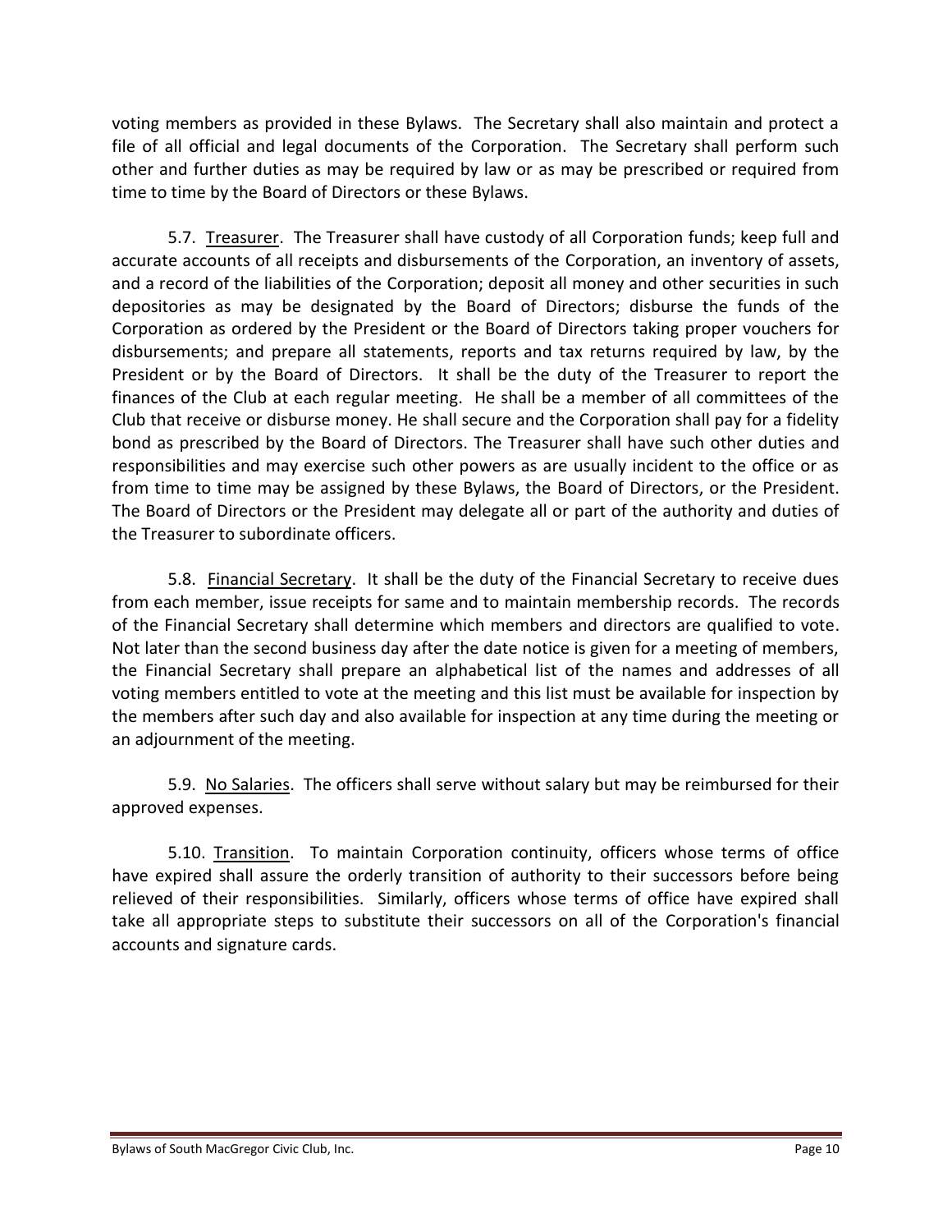voting members as provided in these Bylaws. The Secretary shall also maintain and protect a file of all official and legal documents of the Corporation. The Secretary shall perform such other and further duties as may be required by law or as may be prescribed or required from time to time by the Board of Directors or these Bylaws.

5.7. Treasurer. The Treasurer shall have custody of all Corporation funds; keep full and accurate accounts of all receipts and disbursements of the Corporation, an inventory of assets, and a record of the liabilities of the Corporation; deposit all money and other securities in such depositories as may be designated by the Board of Directors; disburse the funds of the Corporation as ordered by the President or the Board of Directors taking proper vouchers for disbursements; and prepare all statements, reports and tax returns required by law, by the President or by the Board of Directors. It shall be the duty of the Treasurer to report the finances of the Club at each regular meeting. He shall be a member of all committees of the Club that receive or disburse money. He shall secure and the Corporation shall pay for a fidelity bond as prescribed by the Board of Directors. The Treasurer shall have such other duties and responsibilities and may exercise such other powers as are usually incident to the office or as from time to time may be assigned by these Bylaws, the Board of Directors, or the President. The Board of Directors or the President may delegate all or part of the authority and duties of the Treasurer to subordinate officers.

5.8. Financial Secretary. It shall be the duty of the Financial Secretary to receive dues from each member, issue receipts for same and to maintain membership records. The records of the Financial Secretary shall determine which members and directors are qualified to vote. Not later than the second business day after the date notice is given for a meeting of members, the Financial Secretary shall prepare an alphabetical list of the names and addresses of all voting members entitled to vote at the meeting and this list must be available for inspection by the members after such day and also available for inspection at any time during the meeting or an adjournment of the meeting.

5.9. No Salaries. The officers shall serve without salary but may be reimbursed for their approved expenses.

5.10. Transition. To maintain Corporation continuity, officers whose terms of office have expired shall assure the orderly transition of authority to their successors before being relieved of their responsibilities. Similarly, officers whose terms of office have expired shall take all appropriate steps to substitute their successors on all of the Corporation's financial accounts and signature cards.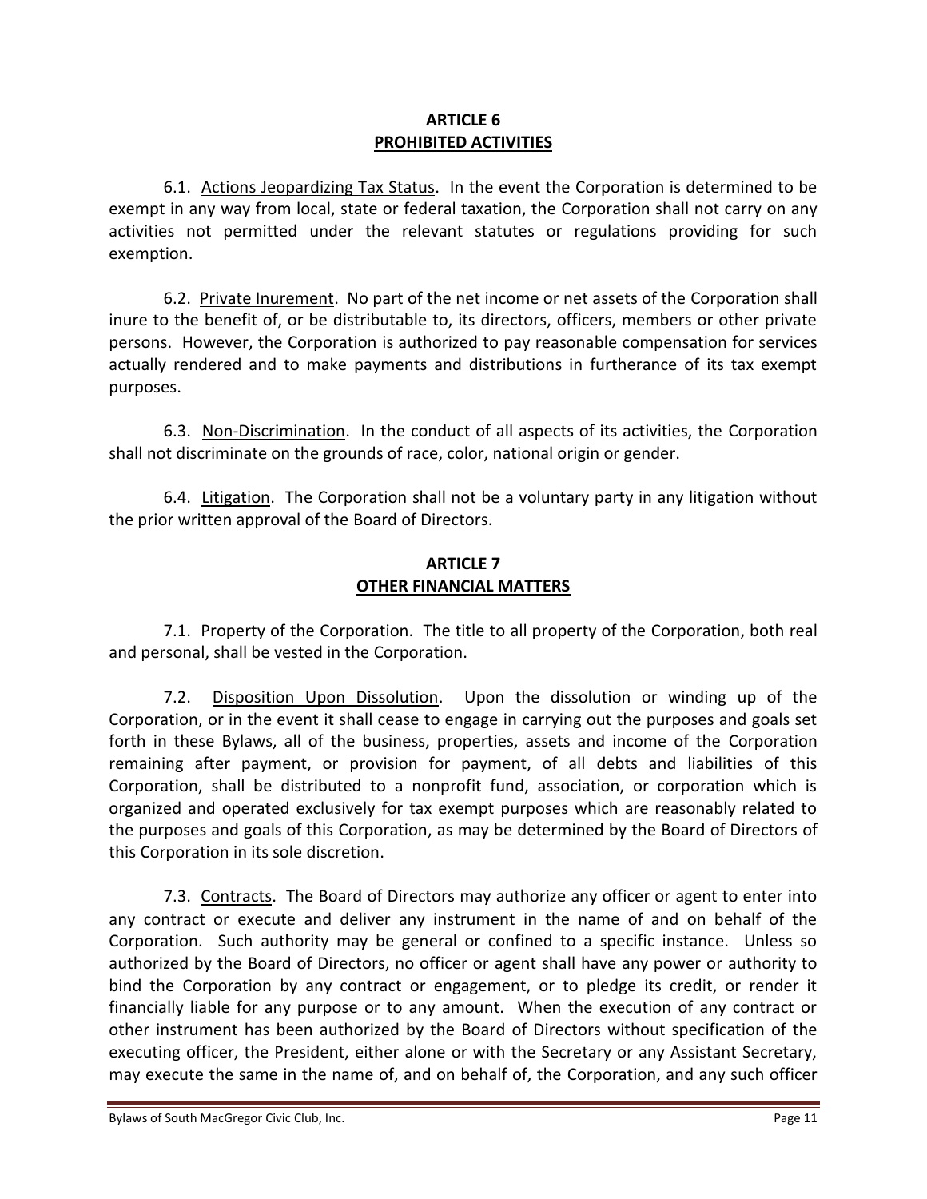## ARTICLE 6
## PROHIBITED ACTIVITIES

6.1. Actions Jeopardizing Tax Status. In the event the Corporation is determined to be exempt in any way from local, state or federal taxation, the Corporation shall not carry on any activities not permitted under the relevant statutes or regulations providing for such exemption.

6.2. Private Inurement. No part of the net income or net assets of the Corporation shall inure to the benefit of, or be distributable to, its directors, officers, members or other private persons. However, the Corporation is authorized to pay reasonable compensation for services actually rendered and to make payments and distributions in furtherance of its tax exempt purposes.

6.3. Non-Discrimination. In the conduct of all aspects of its activities, the Corporation shall not discriminate on the grounds of race, color, national origin or gender.

6.4. Litigation. The Corporation shall not be a voluntary party in any litigation without the prior written approval of the Board of Directors.

## ARTICLE 7
## OTHER FINANCIAL MATTERS

7.1. Property of the Corporation. The title to all property of the Corporation, both real and personal, shall be vested in the Corporation.

7.2. Disposition Upon Dissolution. Upon the dissolution or winding up of the Corporation, or in the event it shall cease to engage in carrying out the purposes and goals set forth in these Bylaws, all of the business, properties, assets and income of the Corporation remaining after payment, or provision for payment, of all debts and liabilities of this Corporation, shall be distributed to a nonprofit fund, association, or corporation which is organized and operated exclusively for tax exempt purposes which are reasonably related to the purposes and goals of this Corporation, as may be determined by the Board of Directors of this Corporation in its sole discretion.

7.3. Contracts. The Board of Directors may authorize any officer or agent to enter into any contract or execute and deliver any instrument in the name of and on behalf of the Corporation. Such authority may be general or confined to a specific instance. Unless so authorized by the Board of Directors, no officer or agent shall have any power or authority to bind the Corporation by any contract or engagement, or to pledge its credit, or render it financially liable for any purpose or to any amount. When the execution of any contract or other instrument has been authorized by the Board of Directors without specification of the executing officer, the President, either alone or with the Secretary or any Assistant Secretary, may execute the same in the name of, and on behalf of, the Corporation, and any such officer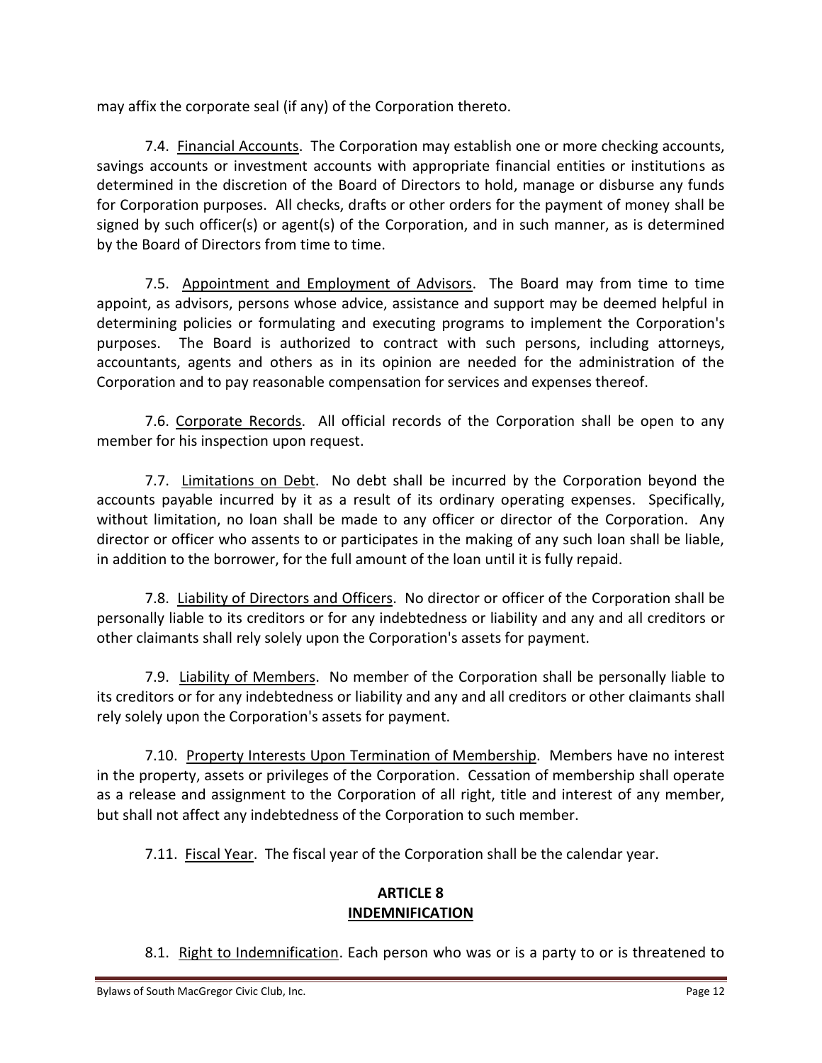may affix the corporate seal (if any) of the Corporation thereto.

7.4. Financial Accounts. The Corporation may establish one or more checking accounts, savings accounts or investment accounts with appropriate financial entities or institutions as determined in the discretion of the Board of Directors to hold, manage or disburse any funds for Corporation purposes. All checks, drafts or other orders for the payment of money shall be signed by such officer(s) or agent(s) of the Corporation, and in such manner, as is determined by the Board of Directors from time to time.

7.5. Appointment and Employment of Advisors. The Board may from time to time appoint, as advisors, persons whose advice, assistance and support may be deemed helpful in determining policies or formulating and executing programs to implement the Corporation's purposes. The Board is authorized to contract with such persons, including attorneys, accountants, agents and others as in its opinion are needed for the administration of the Corporation and to pay reasonable compensation for services and expenses thereof.

7.6. Corporate Records. All official records of the Corporation shall be open to any member for his inspection upon request.

7.7. Limitations on Debt. No debt shall be incurred by the Corporation beyond the accounts payable incurred by it as a result of its ordinary operating expenses. Specifically, without limitation, no loan shall be made to any officer or director of the Corporation. Any director or officer who assents to or participates in the making of any such loan shall be liable, in addition to the borrower, for the full amount of the loan until it is fully repaid.

7.8. Liability of Directors and Officers. No director or officer of the Corporation shall be personally liable to its creditors or for any indebtedness or liability and any and all creditors or other claimants shall rely solely upon the Corporation's assets for payment.

7.9. Liability of Members. No member of the Corporation shall be personally liable to its creditors or for any indebtedness or liability and any and all creditors or other claimants shall rely solely upon the Corporation's assets for payment.

7.10. Property Interests Upon Termination of Membership. Members have no interest in the property, assets or privileges of the Corporation. Cessation of membership shall operate as a release and assignment to the Corporation of all right, title and interest of any member, but shall not affect any indebtedness of the Corporation to such member.

7.11. Fiscal Year. The fiscal year of the Corporation shall be the calendar year.

## ARTICLE 8
## INDEMNIFICATION

8.1. Right to Indemnification. Each person who was or is a party to or is threatened to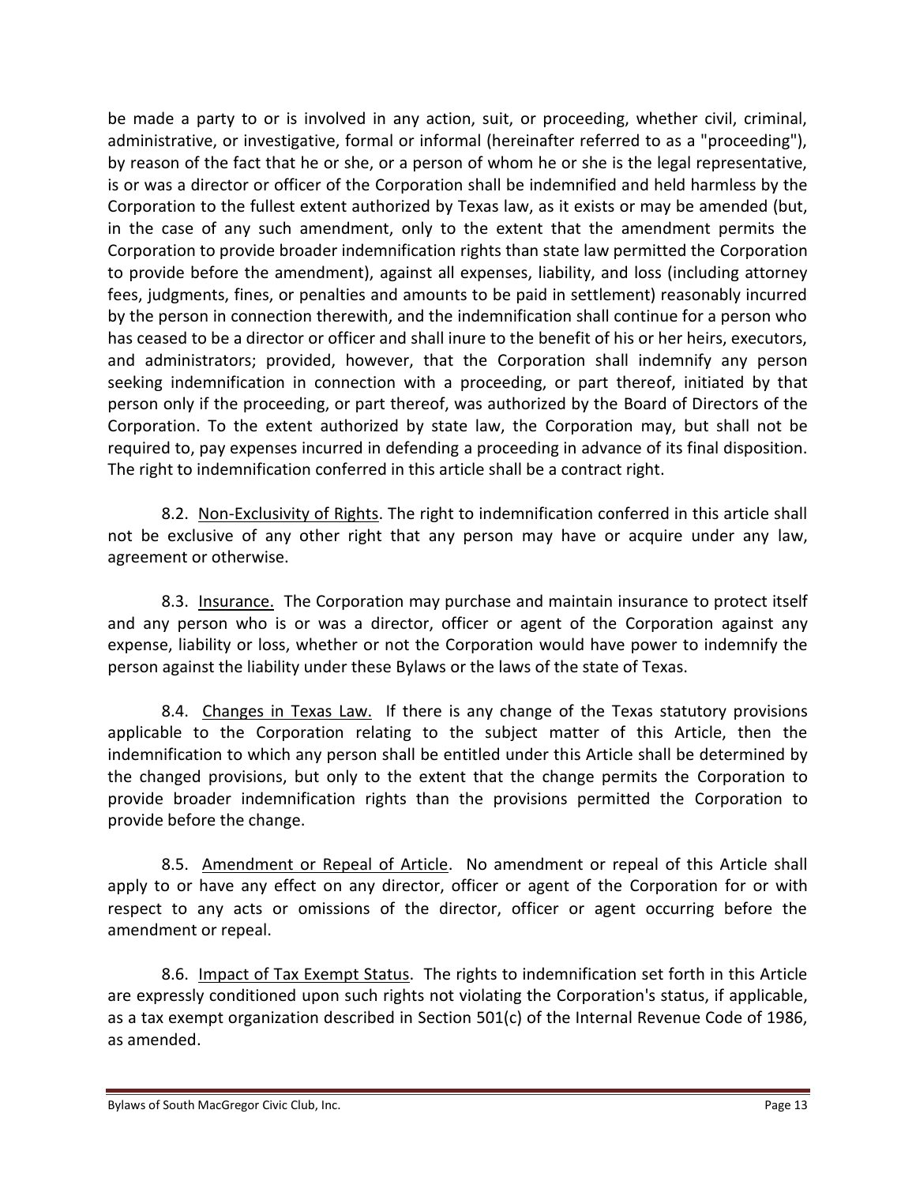be made a party to or is involved in any action, suit, or proceeding, whether civil, criminal, administrative, or investigative, formal or informal (hereinafter referred to as a "proceeding"), by reason of the fact that he or she, or a person of whom he or she is the legal representative, is or was a director or officer of the Corporation shall be indemnified and held harmless by the Corporation to the fullest extent authorized by Texas law, as it exists or may be amended (but, in the case of any such amendment, only to the extent that the amendment permits the Corporation to provide broader indemnification rights than state law permitted the Corporation to provide before the amendment), against all expenses, liability, and loss (including attorney fees, judgments, fines, or penalties and amounts to be paid in settlement) reasonably incurred by the person in connection therewith, and the indemnification shall continue for a person who has ceased to be a director or officer and shall inure to the benefit of his or her heirs, executors, and administrators; provided, however, that the Corporation shall indemnify any person seeking indemnification in connection with a proceeding, or part thereof, initiated by that person only if the proceeding, or part thereof, was authorized by the Board of Directors of the Corporation. To the extent authorized by state law, the Corporation may, but shall not be required to, pay expenses incurred in defending a proceeding in advance of its final disposition. The right to indemnification conferred in this article shall be a contract right.

8.2. Non-Exclusivity of Rights. The right to indemnification conferred in this article shall not be exclusive of any other right that any person may have or acquire under any law, agreement or otherwise.

8.3. Insurance. The Corporation may purchase and maintain insurance to protect itself and any person who is or was a director, officer or agent of the Corporation against any expense, liability or loss, whether or not the Corporation would have power to indemnify the person against the liability under these Bylaws or the laws of the state of Texas.

8.4. Changes in Texas Law. If there is any change of the Texas statutory provisions applicable to the Corporation relating to the subject matter of this Article, then the indemnification to which any person shall be entitled under this Article shall be determined by the changed provisions, but only to the extent that the change permits the Corporation to provide broader indemnification rights than the provisions permitted the Corporation to provide before the change.

8.5. Amendment or Repeal of Article. No amendment or repeal of this Article shall apply to or have any effect on any director, officer or agent of the Corporation for or with respect to any acts or omissions of the director, officer or agent occurring before the amendment or repeal.

8.6. Impact of Tax Exempt Status. The rights to indemnification set forth in this Article are expressly conditioned upon such rights not violating the Corporation's status, if applicable, as a tax exempt organization described in Section 501(c) of the Internal Revenue Code of 1986, as amended.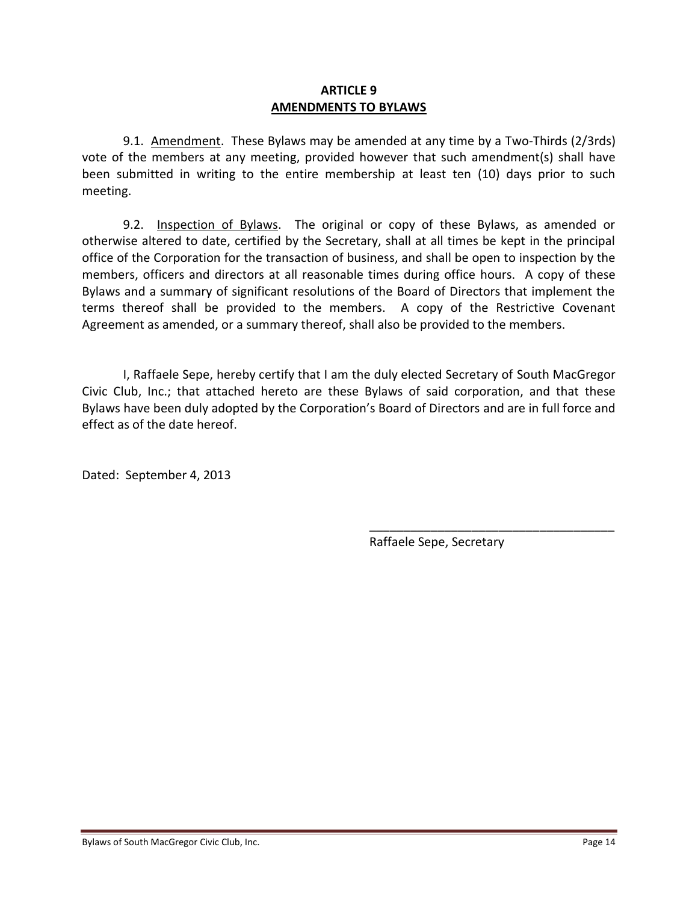## ARTICLE 9
## AMENDMENTS TO BYLAWS

9.1. Amendment. These Bylaws may be amended at any time by a Two-Thirds (2/3rds) vote of the members at any meeting, provided however that such amendment(s) shall have been submitted in writing to the entire membership at least ten (10) days prior to such meeting.

9.2. Inspection of Bylaws. The original or copy of these Bylaws, as amended or otherwise altered to date, certified by the Secretary, shall at all times be kept in the principal office of the Corporation for the transaction of business, and shall be open to inspection by the members, officers and directors at all reasonable times during office hours. A copy of these Bylaws and a summary of significant resolutions of the Board of Directors that implement the terms thereof shall be provided to the members. A copy of the Restrictive Covenant Agreement as amended, or a summary thereof, shall also be provided to the members.

I, Raffaele Sepe, hereby certify that I am the duly elected Secretary of South MacGregor Civic Club, Inc.; that attached hereto are these Bylaws of said corporation, and that these Bylaws have been duly adopted by the Corporation's Board of Directors and are in full force and effect as of the date hereof.

Dated: September 4, 2013

\_\_\_\_\_\_\_\_\_\_\_\_\_\_\_\_\_\_\_\_\_\_\_\_\_\_\_\_\_\_\_\_\_\_\_\_

Raffaele Sepe, Secretary